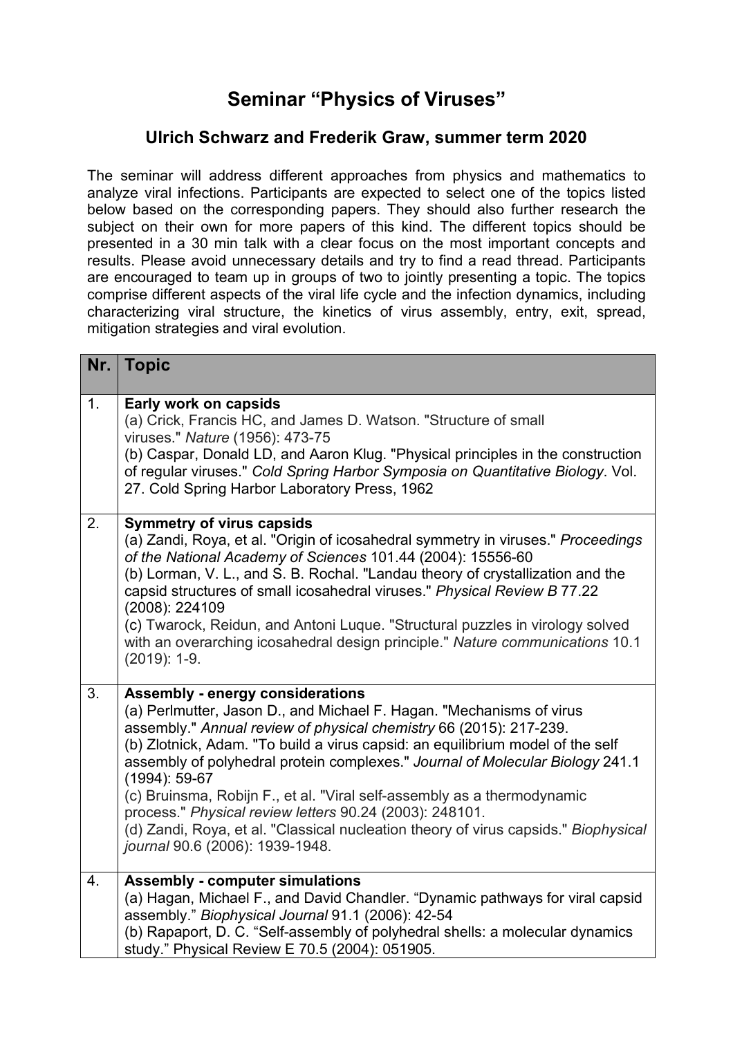# Seminar "Physics of Viruses"

## Ulrich Schwarz and Frederik Graw, summer term 2020

The seminar will address different approaches from physics and mathematics to analyze viral infections. Participants are expected to select one of the topics listed below based on the corresponding papers. They should also further research the subject on their own for more papers of this kind. The different topics should be presented in a 30 min talk with a clear focus on the most important concepts and results. Please avoid unnecessary details and try to find a read thread. Participants are encouraged to team up in groups of two to jointly presenting a topic. The topics comprise different aspects of the viral life cycle and the infection dynamics, including characterizing viral structure, the kinetics of virus assembly, entry, exit, spread, mitigation strategies and viral evolution.

| Nr. | Topic |
|---|---|
| 1. | **Early work on capsids**<br>(a) Crick, Francis HC, and James D. Watson. "Structure of small viruses." *Nature* (1956): 473-75<br>(b) Caspar, Donald LD, and Aaron Klug. "Physical principles in the construction of regular viruses." *Cold Spring Harbor Symposia on Quantitative Biology*. Vol. 27. Cold Spring Harbor Laboratory Press, 1962 |
| 2. | **Symmetry of virus capsids**<br>(a) Zandi, Roya, et al. "Origin of icosahedral symmetry in viruses." *Proceedings of the National Academy of Sciences* 101.44 (2004): 15556-60<br>(b) Lorman, V. L., and S. B. Rochal. "Landau theory of crystallization and the capsid structures of small icosahedral viruses." *Physical Review B* 77.22 (2008): 224109<br>(c) Twarock, Reidun, and Antoni Luque. "Structural puzzles in virology solved with an overarching icosahedral design principle." *Nature communications* 10.1 (2019): 1-9. |
| 3. | **Assembly - energy considerations**<br>(a) Perlmutter, Jason D., and Michael F. Hagan. "Mechanisms of virus assembly." *Annual review of physical chemistry* 66 (2015): 217-239.<br>(b) Zlotnick, Adam. "To build a virus capsid: an equilibrium model of the self assembly of polyhedral protein complexes." *Journal of Molecular Biology* 241.1 (1994): 59-67<br>(c) Bruinsma, Robijn F., et al. "Viral self-assembly as a thermodynamic process." *Physical review letters* 90.24 (2003): 248101.<br>(d) Zandi, Roya, et al. "Classical nucleation theory of virus capsids." *Biophysical journal* 90.6 (2006): 1939-1948. |
| 4. | **Assembly - computer simulations**<br>(a) Hagan, Michael F., and David Chandler. "Dynamic pathways for viral capsid assembly." *Biophysical Journal* 91.1 (2006): 42-54<br>(b) Rapaport, D. C. "Self-assembly of polyhedral shells: a molecular dynamics study." Physical Review E 70.5 (2004): 051905. |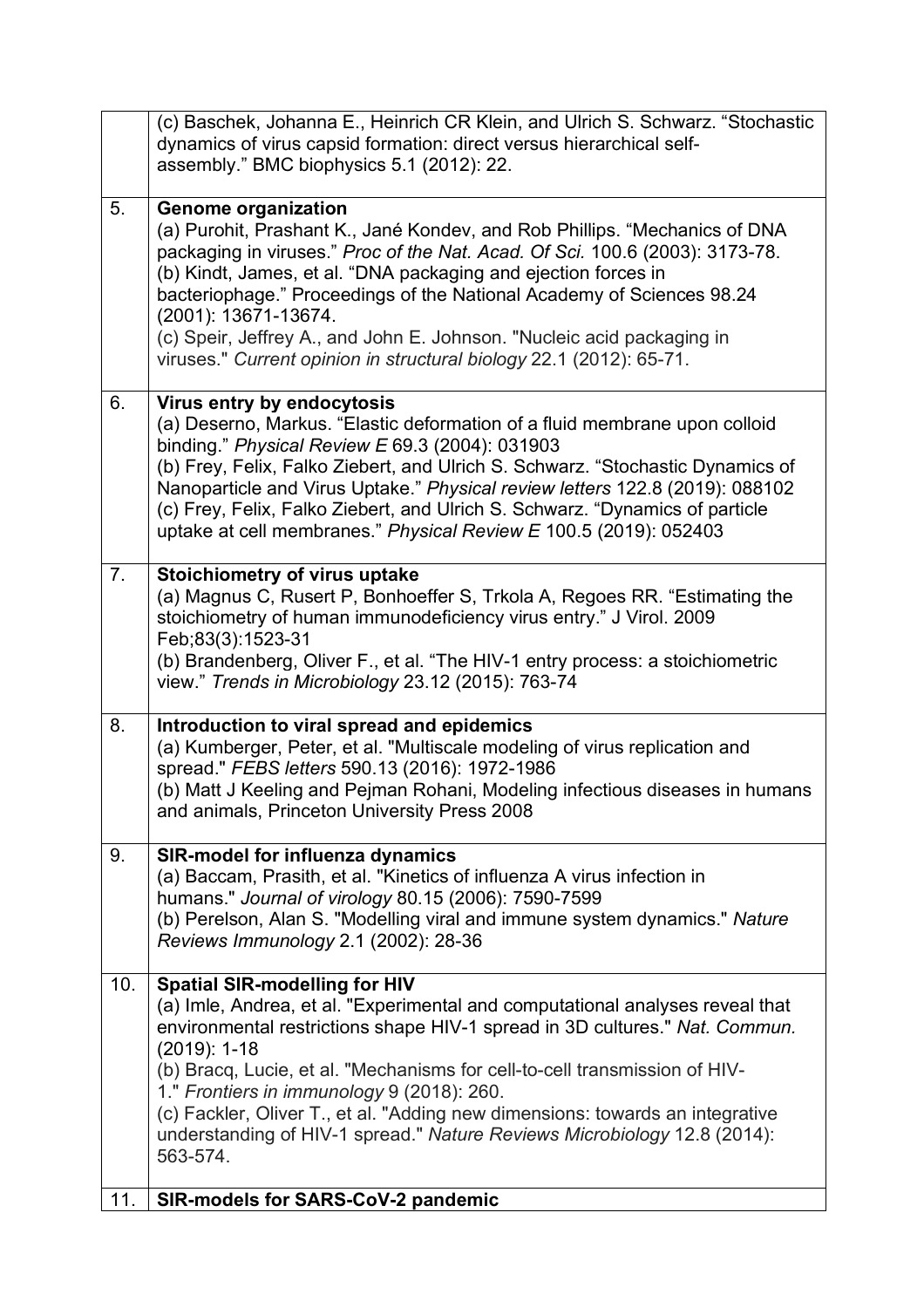| | |
|---|---|
| | (c) Baschek, Johanna E., Heinrich CR Klein, and Ulrich S. Schwarz. "Stochastic dynamics of virus capsid formation: direct versus hierarchical self-assembly." BMC biophysics 5.1 (2012): 22. |
| 5. | **Genome organization**<br>(a) Purohit, Prashant K., Jané Kondev, and Rob Phillips. "Mechanics of DNA packaging in viruses." *Proc of the Nat. Acad. Of Sci.* 100.6 (2003): 3173-78.<br>(b) Kindt, James, et al. "DNA packaging and ejection forces in bacteriophage." Proceedings of the National Academy of Sciences 98.24 (2001): 13671-13674.<br>(c) Speir, Jeffrey A., and John E. Johnson. "Nucleic acid packaging in viruses." *Current opinion in structural biology* 22.1 (2012): 65-71. |
| 6. | **Virus entry by endocytosis**<br>(a) Deserno, Markus. "Elastic deformation of a fluid membrane upon colloid binding." *Physical Review E* 69.3 (2004): 031903<br>(b) Frey, Felix, Falko Ziebert, and Ulrich S. Schwarz. "Stochastic Dynamics of Nanoparticle and Virus Uptake." *Physical review letters* 122.8 (2019): 088102<br>(c) Frey, Felix, Falko Ziebert, and Ulrich S. Schwarz. "Dynamics of particle uptake at cell membranes." *Physical Review E* 100.5 (2019): 052403 |
| 7. | **Stoichiometry of virus uptake**<br>(a) Magnus C, Rusert P, Bonhoeffer S, Trkola A, Regoes RR. "Estimating the stoichiometry of human immunodeficiency virus entry." J Virol. 2009 Feb;83(3):1523-31<br>(b) Brandenberg, Oliver F., et al. "The HIV-1 entry process: a stoichiometric view." *Trends in Microbiology* 23.12 (2015): 763-74 |
| 8. | **Introduction to viral spread and epidemics**<br>(a) Kumberger, Peter, et al. "Multiscale modeling of virus replication and spread." *FEBS letters* 590.13 (2016): 1972-1986<br>(b) Matt J Keeling and Pejman Rohani, Modeling infectious diseases in humans and animals, Princeton University Press 2008 |
| 9. | **SIR-model for influenza dynamics**<br>(a) Baccam, Prasith, et al. "Kinetics of influenza A virus infection in humans." *Journal of virology* 80.15 (2006): 7590-7599<br>(b) Perelson, Alan S. "Modelling viral and immune system dynamics." *Nature Reviews Immunology* 2.1 (2002): 28-36 |
| 10. | **Spatial SIR-modelling for HIV**<br>(a) Imle, Andrea, et al. "Experimental and computational analyses reveal that environmental restrictions shape HIV-1 spread in 3D cultures." *Nat. Commun.* (2019): 1-18<br>(b) Bracq, Lucie, et al. "Mechanisms for cell-to-cell transmission of HIV-1." *Frontiers in immunology* 9 (2018): 260.<br>(c) Fackler, Oliver T., et al. "Adding new dimensions: towards an integrative understanding of HIV-1 spread." *Nature Reviews Microbiology* 12.8 (2014): 563-574. |
| 11. | **SIR-models for SARS-CoV-2 pandemic** |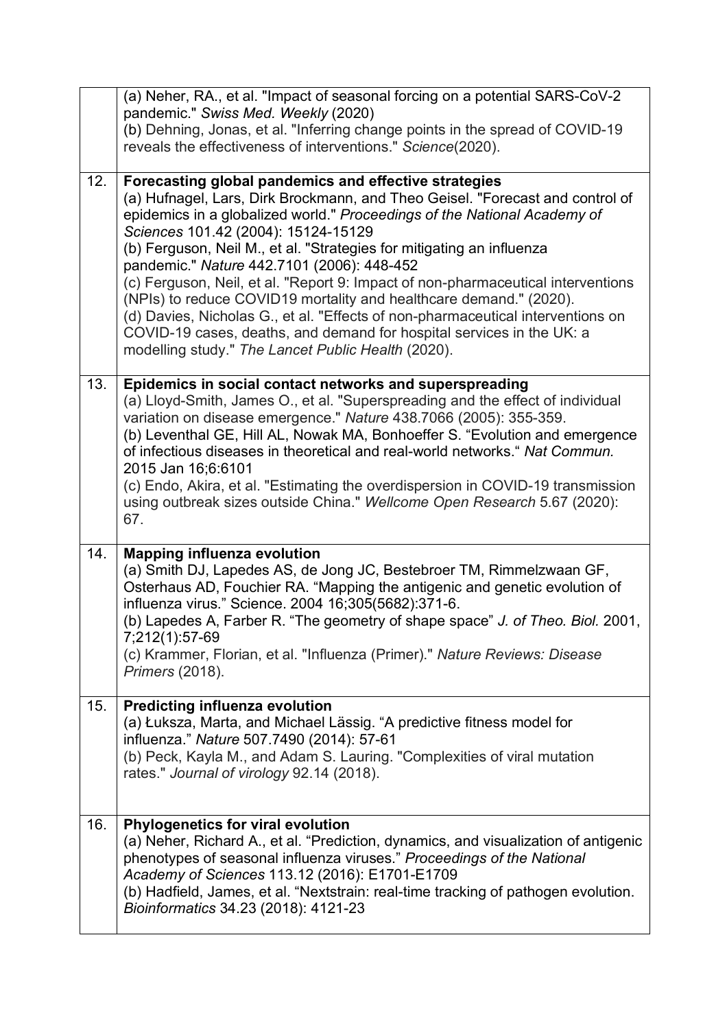| | |
|---|---|
| | (a) Neher, RA., et al. "Impact of seasonal forcing on a potential SARS-CoV-2 pandemic." *Swiss Med. Weekly* (2020)<br>(b) Dehning, Jonas, et al. "Inferring change points in the spread of COVID-19 reveals the effectiveness of interventions." *Science*(2020). |
| 12. | **Forecasting global pandemics and effective strategies**<br>(a) Hufnagel, Lars, Dirk Brockmann, and Theo Geisel. "Forecast and control of epidemics in a globalized world." *Proceedings of the National Academy of Sciences* 101.42 (2004): 15124-15129<br>(b) Ferguson, Neil M., et al. "Strategies for mitigating an influenza pandemic." *Nature* 442.7101 (2006): 448-452<br>(c) Ferguson, Neil, et al. "Report 9: Impact of non-pharmaceutical interventions (NPIs) to reduce COVID19 mortality and healthcare demand." (2020).<br>(d) Davies, Nicholas G., et al. "Effects of non-pharmaceutical interventions on COVID-19 cases, deaths, and demand for hospital services in the UK: a modelling study." *The Lancet Public Health* (2020). |
| 13. | **Epidemics in social contact networks and superspreading**<br>(a) Lloyd-Smith, James O., et al. "Superspreading and the effect of individual variation on disease emergence." *Nature* 438.7066 (2005): 355-359.<br>(b) Leventhal GE, Hill AL, Nowak MA, Bonhoeffer S. "Evolution and emergence of infectious diseases in theoretical and real-world networks." *Nat Commun.* 2015 Jan 16;6:6101<br>(c) Endo, Akira, et al. "Estimating the overdispersion in COVID-19 transmission using outbreak sizes outside China." *Wellcome Open Research* 5.67 (2020): 67. |
| 14. | **Mapping influenza evolution**<br>(a) Smith DJ, Lapedes AS, de Jong JC, Bestebroer TM, Rimmelzwaan GF, Osterhaus AD, Fouchier RA. "Mapping the antigenic and genetic evolution of influenza virus." Science. 2004 16;305(5682):371-6.<br>(b) Lapedes A, Farber R. "The geometry of shape space" *J. of Theo. Biol.* 2001, 7;212(1):57-69<br>(c) Krammer, Florian, et al. "Influenza (Primer)." *Nature Reviews: Disease Primers* (2018). |
| 15. | **Predicting influenza evolution**<br>(a) Łuksza, Marta, and Michael Lässig. "A predictive fitness model for influenza." *Nature* 507.7490 (2014): 57-61<br>(b) Peck, Kayla M., and Adam S. Lauring. "Complexities of viral mutation rates." *Journal of virology* 92.14 (2018). |
| 16. | **Phylogenetics for viral evolution**<br>(a) Neher, Richard A., et al. "Prediction, dynamics, and visualization of antigenic phenotypes of seasonal influenza viruses." *Proceedings of the National Academy of Sciences* 113.12 (2016): E1701-E1709<br>(b) Hadfield, James, et al. "Nextstrain: real-time tracking of pathogen evolution. *Bioinformatics* 34.23 (2018): 4121-23 |